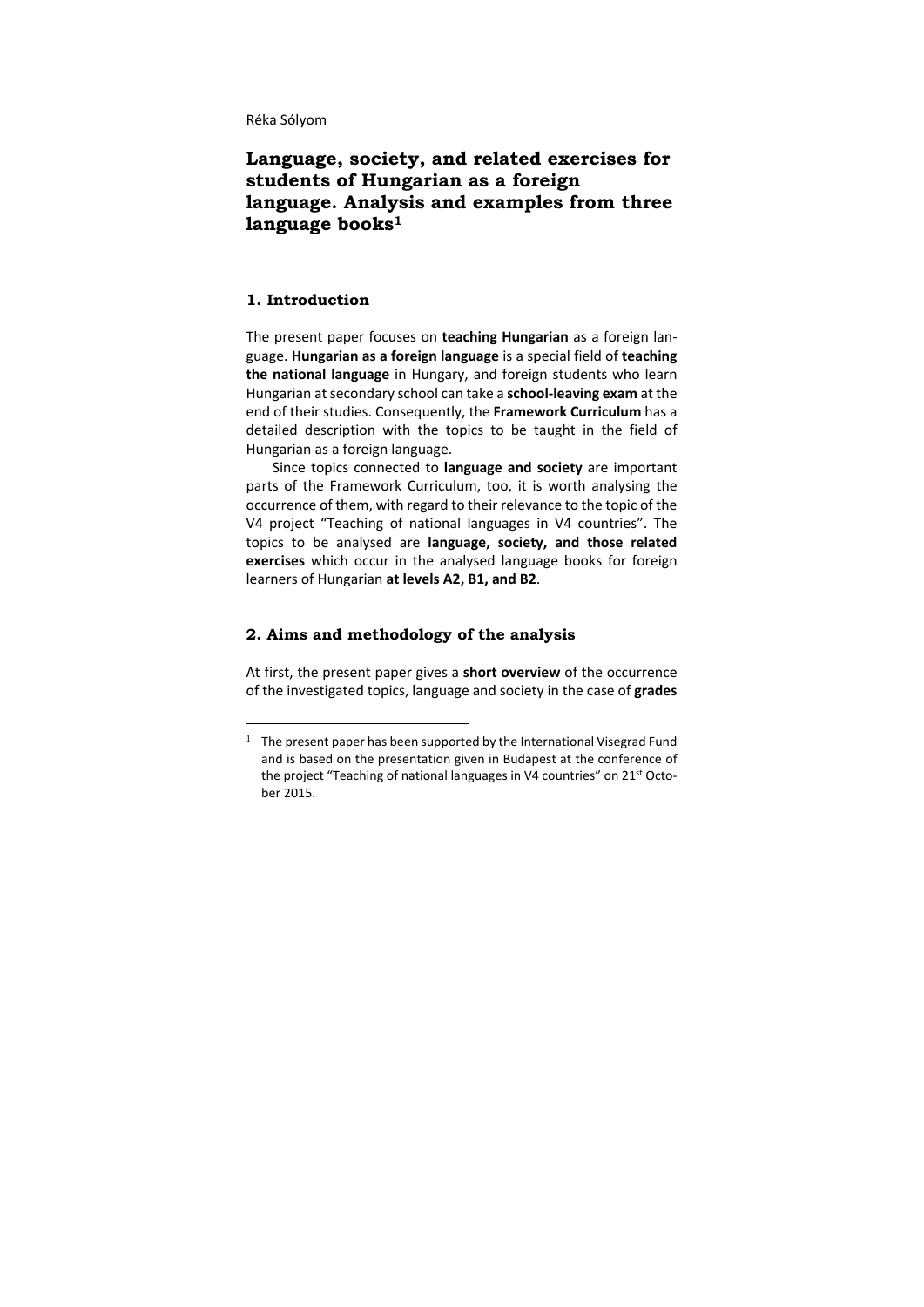Réka Sólyom

# Language, society, and related exercises for students of Hungarian as a foreign language. Analysis and examples from three language books[1]

## 1. Introduction

The present paper focuses on **teaching Hungarian** as a foreign language. **Hungarian as a foreign language** is a special field of **teaching the national language** in Hungary, and foreign students who learn Hungarian at secondary school can take a **school-leaving exam** at the end of their studies. Consequently, the **Framework Curriculum** has a detailed description with the topics to be taught in the field of Hungarian as a foreign language.

Since topics connected to **language and society** are important parts of the Framework Curriculum, too, it is worth analysing the occurrence of them, with regard to their relevance to the topic of the V4 project "Teaching of national languages in V4 countries". The topics to be analysed are **language, society, and those related exercises** which occur in the analysed language books for foreign learners of Hungarian **at levels A2, B1, and B2**.

## 2. Aims and methodology of the analysis

At first, the present paper gives a **short overview** of the occurrence of the investigated topics, language and society in the case of **grades**

---

[1] The present paper has been supported by the International Visegrad Fund and is based on the presentation given in Budapest at the conference of the project "Teaching of national languages in V4 countries" on 21st October 2015.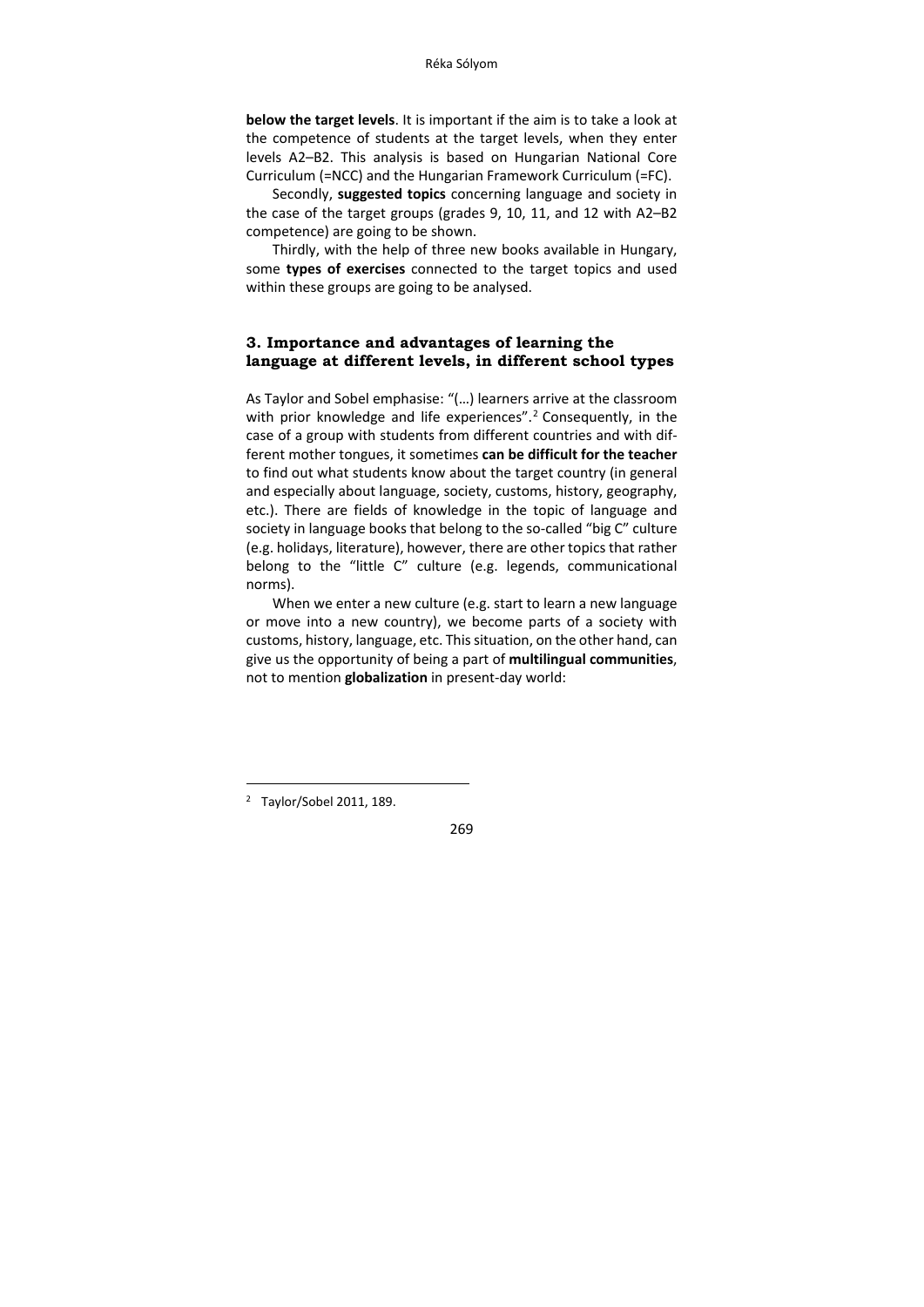**below the target levels**. It is important if the aim is to take a look at the competence of students at the target levels, when they enter levels A2–B2. This analysis is based on Hungarian National Core Curriculum (=NCC) and the Hungarian Framework Curriculum (=FC).

Secondly, **suggested topics** concerning language and society in the case of the target groups (grades 9, 10, 11, and 12 with A2–B2 competence) are going to be shown.

Thirdly, with the help of three new books available in Hungary, some **types of exercises** connected to the target topics and used within these groups are going to be analysed.

## 3. Importance and advantages of learning the language at different levels, in different school types

As Taylor and Sobel emphasise: "(…) learners arrive at the classroom with prior knowledge and life experiences".[2] Consequently, in the case of a group with students from different countries and with different mother tongues, it sometimes **can be difficult for the teacher** to find out what students know about the target country (in general and especially about language, society, customs, history, geography, etc.). There are fields of knowledge in the topic of language and society in language books that belong to the so-called "big C" culture (e.g. holidays, literature), however, there are other topics that rather belong to the "little C" culture (e.g. legends, communicational norms).

When we enter a new culture (e.g. start to learn a new language or move into a new country), we become parts of a society with customs, history, language, etc. This situation, on the other hand, can give us the opportunity of being a part of **multilingual communities**, not to mention **globalization** in present-day world:

[2] Taylor/Sobel 2011, 189.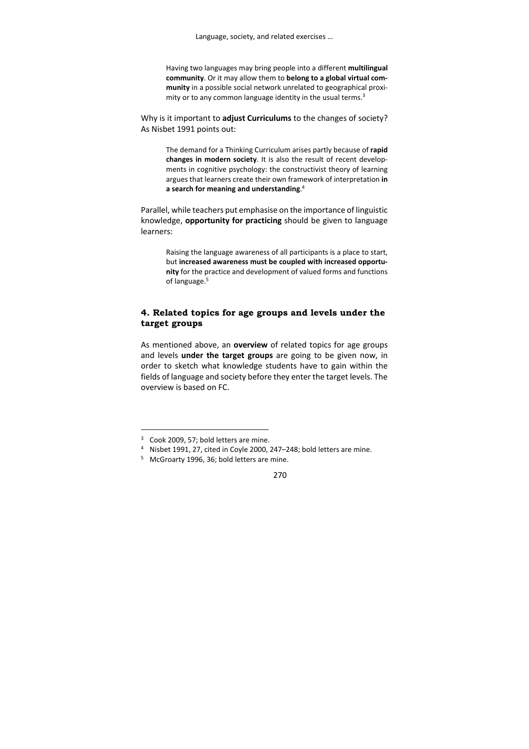> Having two languages may bring people into a different **multilingual community**. Or it may allow them to **belong to a global virtual community** in a possible social network unrelated to geographical proximity or to any common language identity in the usual terms.[3]

Why is it important to **adjust Curriculums** to the changes of society? As Nisbet 1991 points out:

> The demand for a Thinking Curriculum arises partly because of **rapid changes in modern society**. It is also the result of recent developments in cognitive psychology: the constructivist theory of learning argues that learners create their own framework of interpretation **in a search for meaning and understanding**.[4]

Parallel, while teachers put emphasise on the importance of linguistic knowledge, **opportunity for practicing** should be given to language learners:

> Raising the language awareness of all participants is a place to start, but **increased awareness must be coupled with increased opportunity** for the practice and development of valued forms and functions of language.[5]

## 4. Related topics for age groups and levels under the target groups

As mentioned above, an **overview** of related topics for age groups and levels **under the target groups** are going to be given now, in order to sketch what knowledge students have to gain within the fields of language and society before they enter the target levels. The overview is based on FC.

---

[3] Cook 2009, 57; bold letters are mine.

[4] Nisbet 1991, 27, cited in Coyle 2000, 247–248; bold letters are mine.

[5] McGroarty 1996, 36; bold letters are mine.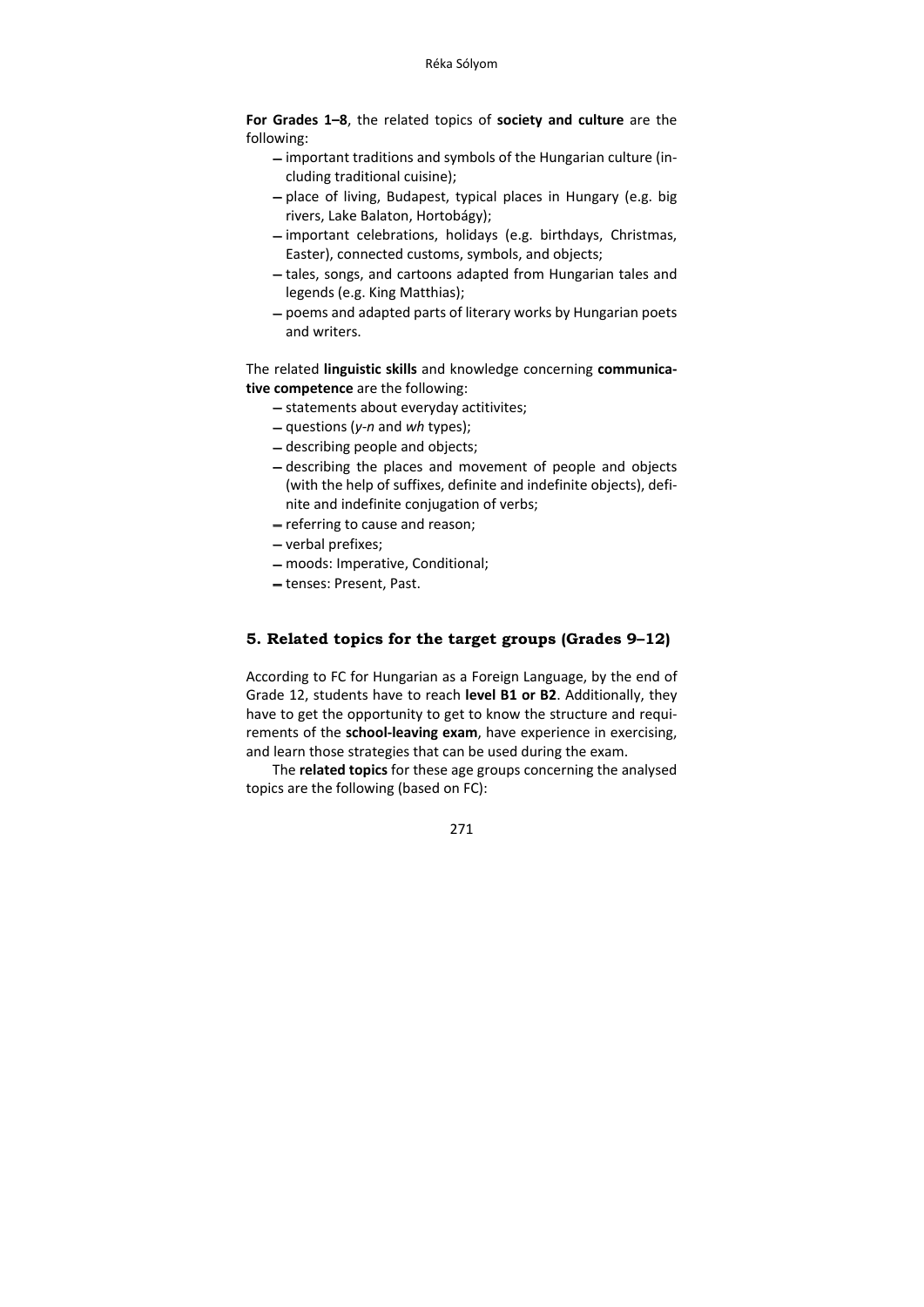**For Grades 1–8**, the related topics of **society and culture** are the following:

- important traditions and symbols of the Hungarian culture (including traditional cuisine);
- place of living, Budapest, typical places in Hungary (e.g. big rivers, Lake Balaton, Hortobágy);
- important celebrations, holidays (e.g. birthdays, Christmas, Easter), connected customs, symbols, and objects;
- tales, songs, and cartoons adapted from Hungarian tales and legends (e.g. King Matthias);
- poems and adapted parts of literary works by Hungarian poets and writers.

The related **linguistic skills** and knowledge concerning **communicative competence** are the following:

- statements about everyday actitivites;
- questions (*y-n* and *wh* types);
- describing people and objects;
- describing the places and movement of people and objects (with the help of suffixes, definite and indefinite objects), definite and indefinite conjugation of verbs;
- referring to cause and reason;
- verbal prefixes;
- moods: Imperative, Conditional;
- tenses: Present, Past.

## 5. Related topics for the target groups (Grades 9–12)

According to FC for Hungarian as a Foreign Language, by the end of Grade 12, students have to reach **level B1 or B2**. Additionally, they have to get the opportunity to get to know the structure and requirements of the **school-leaving exam**, have experience in exercising, and learn those strategies that can be used during the exam.

The **related topics** for these age groups concerning the analysed topics are the following (based on FC):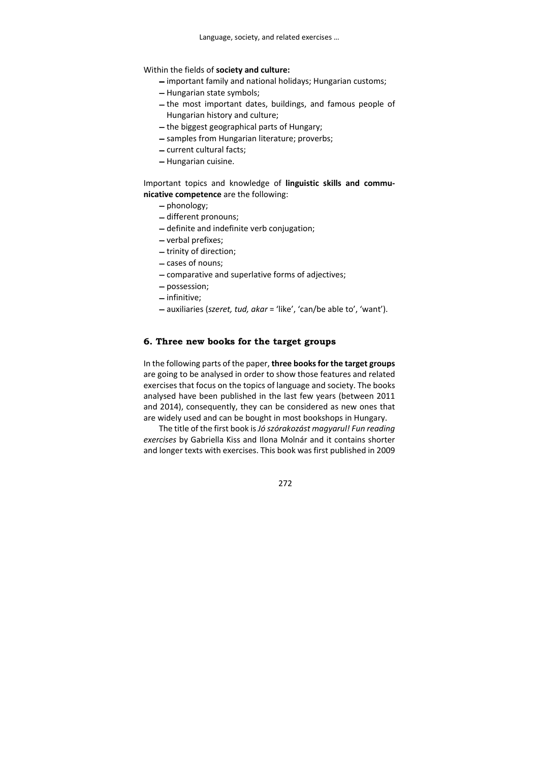Within the fields of **society and culture:**

- important family and national holidays; Hungarian customs;
- Hungarian state symbols;
- the most important dates, buildings, and famous people of Hungarian history and culture;
- the biggest geographical parts of Hungary;
- samples from Hungarian literature; proverbs;
- current cultural facts;
- Hungarian cuisine.

Important topics and knowledge of **linguistic skills and communicative competence** are the following:

- phonology;
- different pronouns;
- definite and indefinite verb conjugation;
- verbal prefixes;
- trinity of direction;
- cases of nouns;
- comparative and superlative forms of adjectives;
- possession;
- infinitive;
- auxiliaries (*szeret, tud, akar* = 'like', 'can/be able to', 'want').

## 6. Three new books for the target groups

In the following parts of the paper, **three books for the target groups** are going to be analysed in order to show those features and related exercises that focus on the topics of language and society. The books analysed have been published in the last few years (between 2011 and 2014), consequently, they can be considered as new ones that are widely used and can be bought in most bookshops in Hungary.

The title of the first book is *Jó szórakozást magyarul! Fun reading exercises* by Gabriella Kiss and Ilona Molnár and it contains shorter and longer texts with exercises. This book was first published in 2009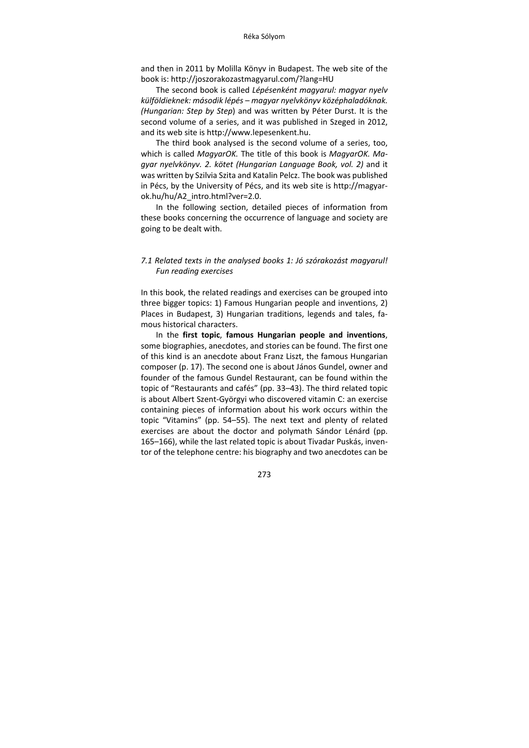and then in 2011 by Molilla Könyv in Budapest. The web site of the book is: http://joszorakozastmagyarul.com/?lang=HU

The second book is called *Lépésenként magyarul: magyar nyelv külföldieknek: második lépés – magyar nyelvkönyv középhaladóknak. (Hungarian: Step by Step*) and was written by Péter Durst. It is the second volume of a series, and it was published in Szeged in 2012, and its web site is http://www.lepesenkent.hu.

The third book analysed is the second volume of a series, too, which is called *MagyarOK.* The title of this book is *MagyarOK. Magyar nyelvkönyv. 2. kötet (Hungarian Language Book, vol. 2)* and it was written by Szilvia Szita and Katalin Pelcz. The book was published in Pécs, by the University of Pécs, and its web site is http://magyar-ok.hu/hu/A2_intro.html?ver=2.0.

In the following section, detailed pieces of information from these books concerning the occurrence of language and society are going to be dealt with.

### *7.1 Related texts in the analysed books 1: Jó szórakozást magyarul! Fun reading exercises*

In this book, the related readings and exercises can be grouped into three bigger topics: 1) Famous Hungarian people and inventions, 2) Places in Budapest, 3) Hungarian traditions, legends and tales, famous historical characters.

In the **first topic**, **famous Hungarian people and inventions**, some biographies, anecdotes, and stories can be found. The first one of this kind is an anecdote about Franz Liszt, the famous Hungarian composer (p. 17). The second one is about János Gundel, owner and founder of the famous Gundel Restaurant, can be found within the topic of "Restaurants and cafés" (pp. 33–43). The third related topic is about Albert Szent-Györgyi who discovered vitamin C: an exercise containing pieces of information about his work occurs within the topic "Vitamins" (pp. 54–55). The next text and plenty of related exercises are about the doctor and polymath Sándor Lénárd (pp. 165–166), while the last related topic is about Tivadar Puskás, inventor of the telephone centre: his biography and two anecdotes can be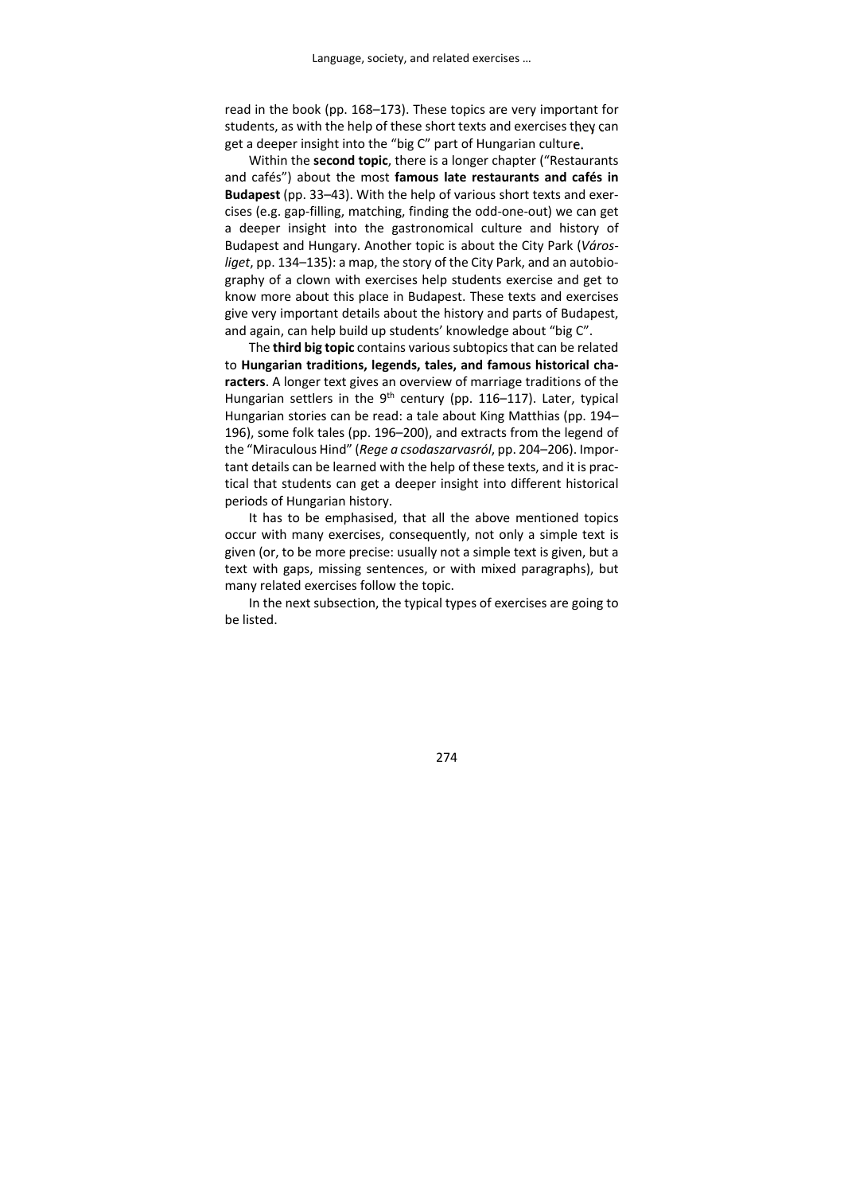read in the book (pp. 168–173). These topics are very important for students, as with the help of these short texts and exercises they can get a deeper insight into the "big C" part of Hungarian culture.

Within the **second topic**, there is a longer chapter ("Restaurants and cafés") about the most **famous late restaurants and cafés in Budapest** (pp. 33–43). With the help of various short texts and exercises (e.g. gap-filling, matching, finding the odd-one-out) we can get a deeper insight into the gastronomical culture and history of Budapest and Hungary. Another topic is about the City Park (*Városliget*, pp. 134–135): a map, the story of the City Park, and an autobiography of a clown with exercises help students exercise and get to know more about this place in Budapest. These texts and exercises give very important details about the history and parts of Budapest, and again, can help build up students' knowledge about "big C".

The **third big topic** contains various subtopics that can be related to **Hungarian traditions, legends, tales, and famous historical characters**. A longer text gives an overview of marriage traditions of the Hungarian settlers in the 9th century (pp. 116–117). Later, typical Hungarian stories can be read: a tale about King Matthias (pp. 194–196), some folk tales (pp. 196–200), and extracts from the legend of the "Miraculous Hind" (*Rege a csodaszarvasról*, pp. 204–206). Important details can be learned with the help of these texts, and it is practical that students can get a deeper insight into different historical periods of Hungarian history.

It has to be emphasised, that all the above mentioned topics occur with many exercises, consequently, not only a simple text is given (or, to be more precise: usually not a simple text is given, but a text with gaps, missing sentences, or with mixed paragraphs), but many related exercises follow the topic.

In the next subsection, the typical types of exercises are going to be listed.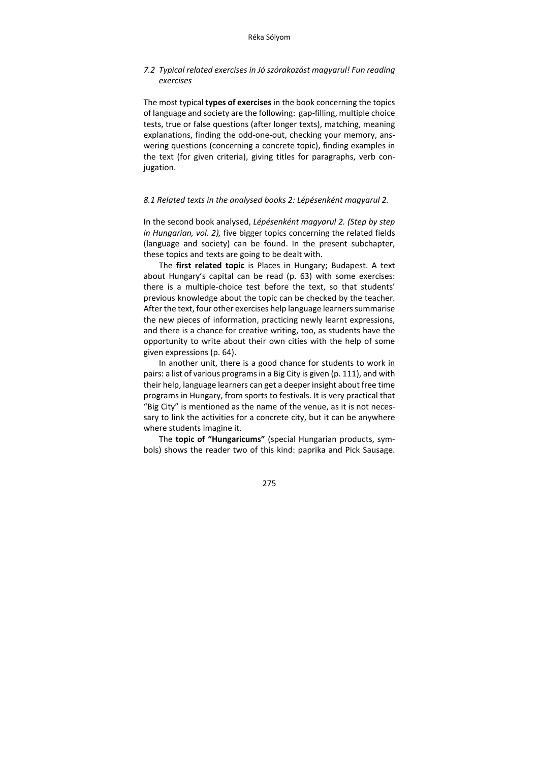### *7.2 Typical related exercises in Jó szórakozást magyarul! Fun reading exercises*

The most typical **types of exercises** in the book concerning the topics of language and society are the following: gap-filling, multiple choice tests, true or false questions (after longer texts), matching, meaning explanations, finding the odd-one-out, checking your memory, answering questions (concerning a concrete topic), finding examples in the text (for given criteria), giving titles for paragraphs, verb conjugation.

### *8.1 Related texts in the analysed books 2: Lépésenként magyarul 2.*

In the second book analysed, *Lépésenként magyarul 2. (Step by step in Hungarian, vol. 2),* five bigger topics concerning the related fields (language and society) can be found. In the present subchapter, these topics and texts are going to be dealt with.

The **first related topic** is Places in Hungary; Budapest. A text about Hungary's capital can be read (p. 63) with some exercises: there is a multiple-choice test before the text, so that students' previous knowledge about the topic can be checked by the teacher. After the text, four other exercises help language learners summarise the new pieces of information, practicing newly learnt expressions, and there is a chance for creative writing, too, as students have the opportunity to write about their own cities with the help of some given expressions (p. 64).

In another unit, there is a good chance for students to work in pairs: a list of various programs in a Big City is given (p. 111), and with their help, language learners can get a deeper insight about free time programs in Hungary, from sports to festivals. It is very practical that "Big City" is mentioned as the name of the venue, as it is not necessary to link the activities for a concrete city, but it can be anywhere where students imagine it.

The **topic of "Hungaricums"** (special Hungarian products, symbols) shows the reader two of this kind: paprika and Pick Sausage.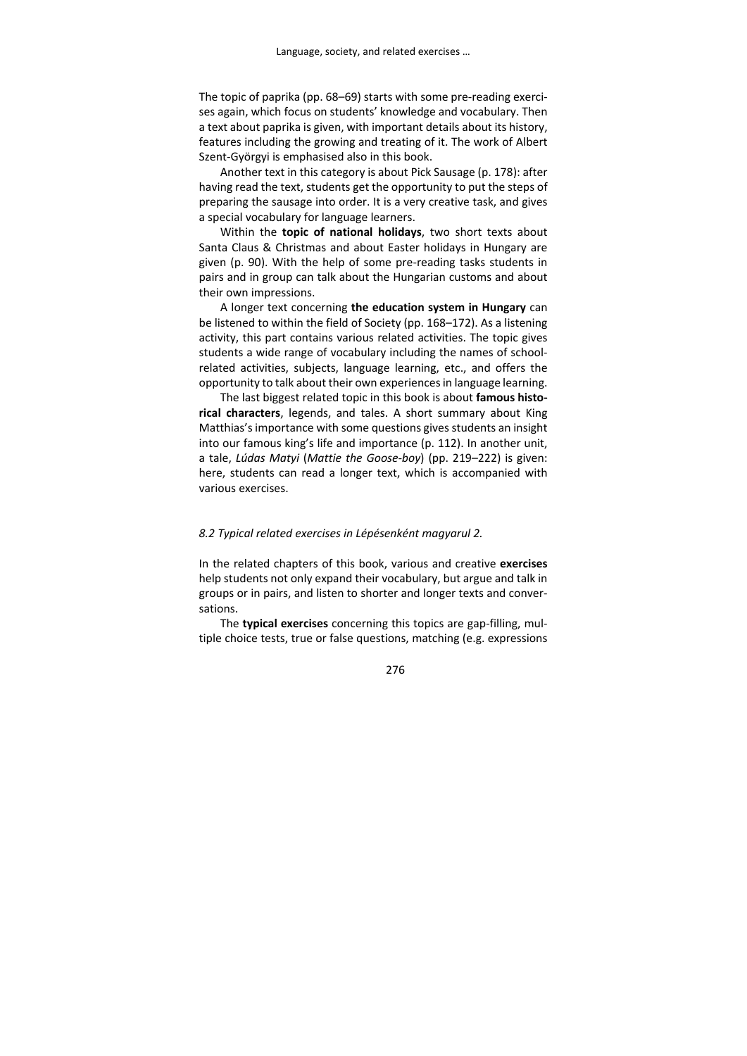The topic of paprika (pp. 68–69) starts with some pre-reading exercises again, which focus on students' knowledge and vocabulary. Then a text about paprika is given, with important details about its history, features including the growing and treating of it. The work of Albert Szent-Györgyi is emphasised also in this book.

Another text in this category is about Pick Sausage (p. 178): after having read the text, students get the opportunity to put the steps of preparing the sausage into order. It is a very creative task, and gives a special vocabulary for language learners.

Within the **topic of national holidays**, two short texts about Santa Claus & Christmas and about Easter holidays in Hungary are given (p. 90). With the help of some pre-reading tasks students in pairs and in group can talk about the Hungarian customs and about their own impressions.

A longer text concerning **the education system in Hungary** can be listened to within the field of Society (pp. 168–172). As a listening activity, this part contains various related activities. The topic gives students a wide range of vocabulary including the names of school-related activities, subjects, language learning, etc., and offers the opportunity to talk about their own experiences in language learning.

The last biggest related topic in this book is about **famous historical characters**, legends, and tales. A short summary about King Matthias's importance with some questions gives students an insight into our famous king's life and importance (p. 112). In another unit, a tale, *Lúdas Matyi* (*Mattie the Goose-boy*) (pp. 219–222) is given: here, students can read a longer text, which is accompanied with various exercises.

### *8.2 Typical related exercises in Lépésenként magyarul 2.*

In the related chapters of this book, various and creative **exercises** help students not only expand their vocabulary, but argue and talk in groups or in pairs, and listen to shorter and longer texts and conversations.

The **typical exercises** concerning this topics are gap-filling, multiple choice tests, true or false questions, matching (e.g. expressions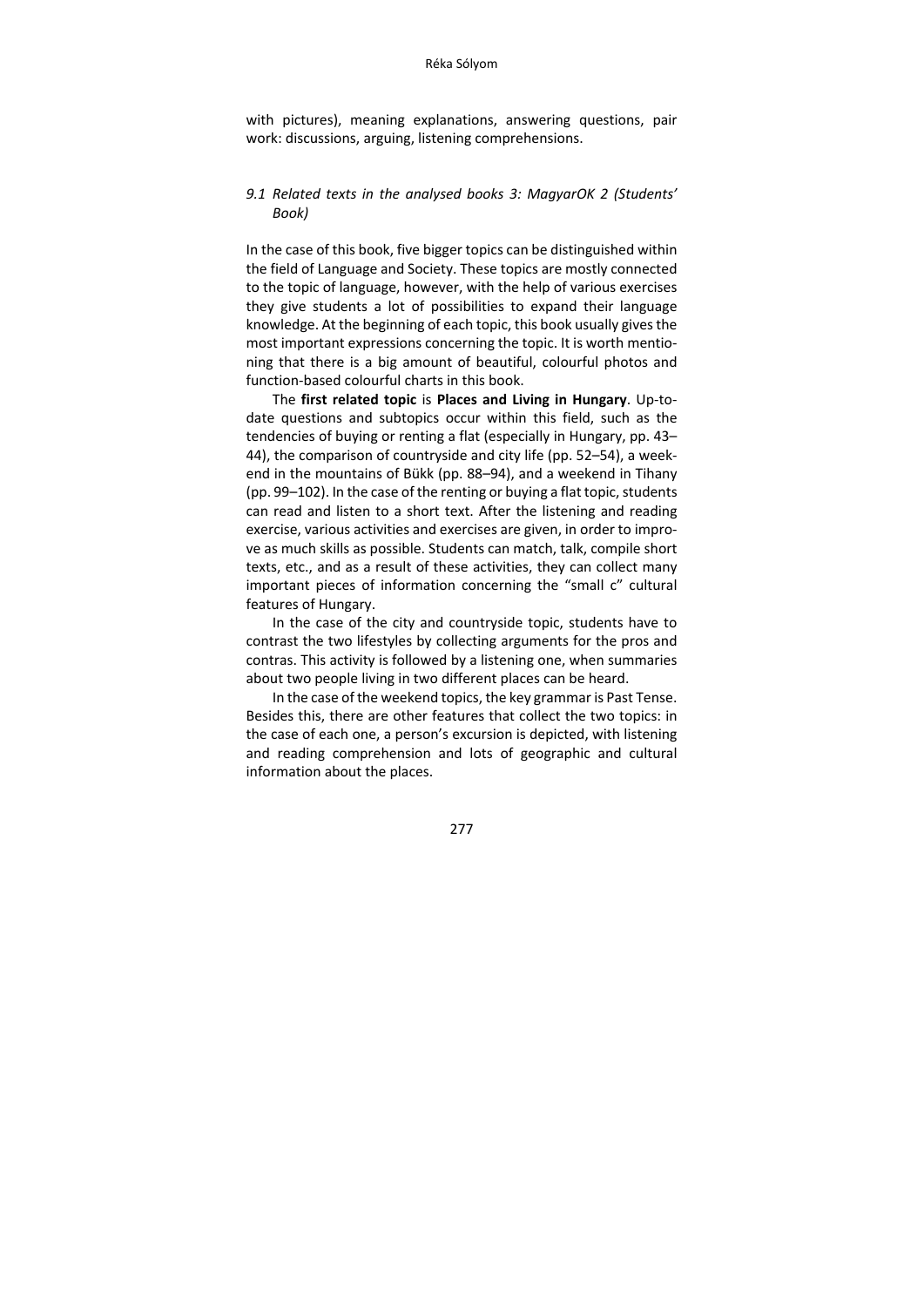with pictures), meaning explanations, answering questions, pair work: discussions, arguing, listening comprehensions.

### *9.1 Related texts in the analysed books 3: MagyarOK 2 (Students' Book)*

In the case of this book, five bigger topics can be distinguished within the field of Language and Society. These topics are mostly connected to the topic of language, however, with the help of various exercises they give students a lot of possibilities to expand their language knowledge. At the beginning of each topic, this book usually gives the most important expressions concerning the topic. It is worth mentioning that there is a big amount of beautiful, colourful photos and function-based colourful charts in this book.

The **first related topic** is **Places and Living in Hungary**. Up-to-date questions and subtopics occur within this field, such as the tendencies of buying or renting a flat (especially in Hungary, pp. 43–44), the comparison of countryside and city life (pp. 52–54), a weekend in the mountains of Bükk (pp. 88–94), and a weekend in Tihany (pp. 99–102). In the case of the renting or buying a flat topic, students can read and listen to a short text. After the listening and reading exercise, various activities and exercises are given, in order to improve as much skills as possible. Students can match, talk, compile short texts, etc., and as a result of these activities, they can collect many important pieces of information concerning the "small c" cultural features of Hungary.

In the case of the city and countryside topic, students have to contrast the two lifestyles by collecting arguments for the pros and contras. This activity is followed by a listening one, when summaries about two people living in two different places can be heard.

In the case of the weekend topics, the key grammar is Past Tense. Besides this, there are other features that collect the two topics: in the case of each one, a person's excursion is depicted, with listening and reading comprehension and lots of geographic and cultural information about the places.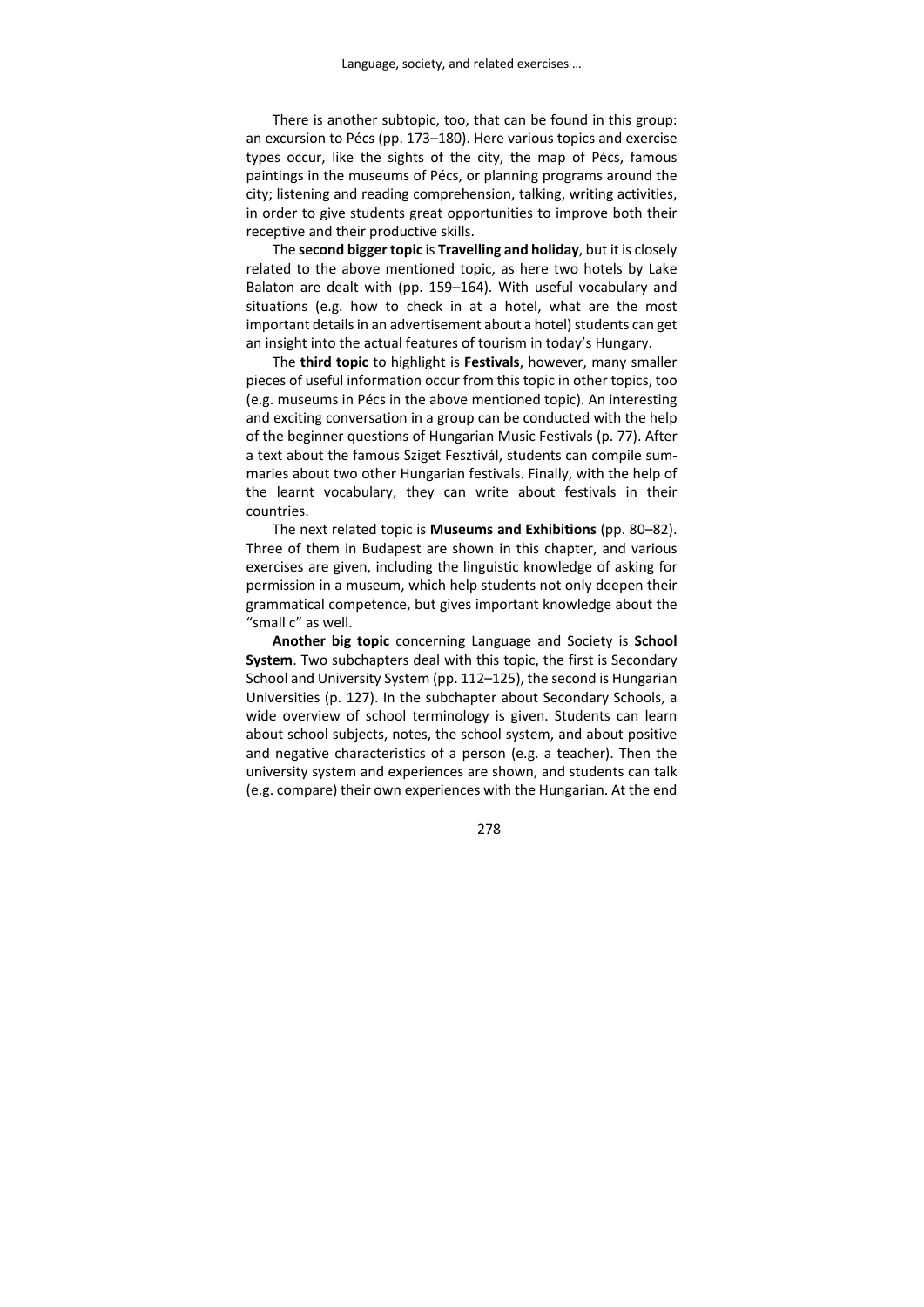There is another subtopic, too, that can be found in this group: an excursion to Pécs (pp. 173–180). Here various topics and exercise types occur, like the sights of the city, the map of Pécs, famous paintings in the museums of Pécs, or planning programs around the city; listening and reading comprehension, talking, writing activities, in order to give students great opportunities to improve both their receptive and their productive skills.

The **second bigger topic** is **Travelling and holiday**, but it is closely related to the above mentioned topic, as here two hotels by Lake Balaton are dealt with (pp. 159–164). With useful vocabulary and situations (e.g. how to check in at a hotel, what are the most important details in an advertisement about a hotel) students can get an insight into the actual features of tourism in today's Hungary.

The **third topic** to highlight is **Festivals**, however, many smaller pieces of useful information occur from this topic in other topics, too (e.g. museums in Pécs in the above mentioned topic). An interesting and exciting conversation in a group can be conducted with the help of the beginner questions of Hungarian Music Festivals (p. 77). After a text about the famous Sziget Fesztivál, students can compile summaries about two other Hungarian festivals. Finally, with the help of the learnt vocabulary, they can write about festivals in their countries.

The next related topic is **Museums and Exhibitions** (pp. 80–82). Three of them in Budapest are shown in this chapter, and various exercises are given, including the linguistic knowledge of asking for permission in a museum, which help students not only deepen their grammatical competence, but gives important knowledge about the "small c" as well.

**Another big topic** concerning Language and Society is **School System**. Two subchapters deal with this topic, the first is Secondary School and University System (pp. 112–125), the second is Hungarian Universities (p. 127). In the subchapter about Secondary Schools, a wide overview of school terminology is given. Students can learn about school subjects, notes, the school system, and about positive and negative characteristics of a person (e.g. a teacher). Then the university system and experiences are shown, and students can talk (e.g. compare) their own experiences with the Hungarian. At the end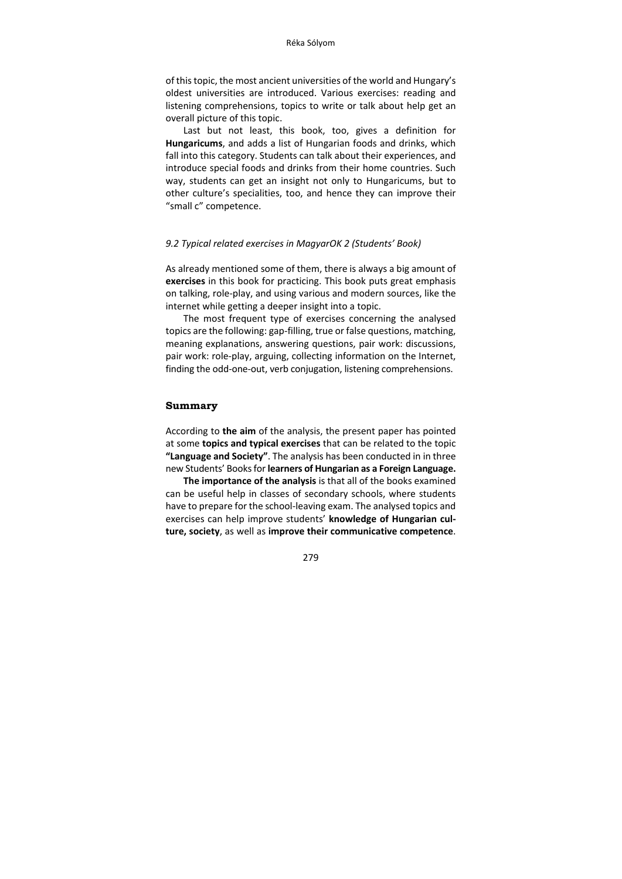of this topic, the most ancient universities of the world and Hungary's oldest universities are introduced. Various exercises: reading and listening comprehensions, topics to write or talk about help get an overall picture of this topic.

Last but not least, this book, too, gives a definition for **Hungaricums**, and adds a list of Hungarian foods and drinks, which fall into this category. Students can talk about their experiences, and introduce special foods and drinks from their home countries. Such way, students can get an insight not only to Hungaricums, but to other culture's specialities, too, and hence they can improve their "small c" competence.

### *9.2 Typical related exercises in MagyarOK 2 (Students' Book)*

As already mentioned some of them, there is always a big amount of **exercises** in this book for practicing. This book puts great emphasis on talking, role-play, and using various and modern sources, like the internet while getting a deeper insight into a topic.

The most frequent type of exercises concerning the analysed topics are the following: gap-filling, true or false questions, matching, meaning explanations, answering questions, pair work: discussions, pair work: role-play, arguing, collecting information on the Internet, finding the odd-one-out, verb conjugation, listening comprehensions.

## Summary

According to **the aim** of the analysis, the present paper has pointed at some **topics and typical exercises** that can be related to the topic **"Language and Society"**. The analysis has been conducted in in three new Students' Books for **learners of Hungarian as a Foreign Language.**

**The importance of the analysis** is that all of the books examined can be useful help in classes of secondary schools, where students have to prepare for the school-leaving exam. The analysed topics and exercises can help improve students' **knowledge of Hungarian culture, society**, as well as **improve their communicative competence**.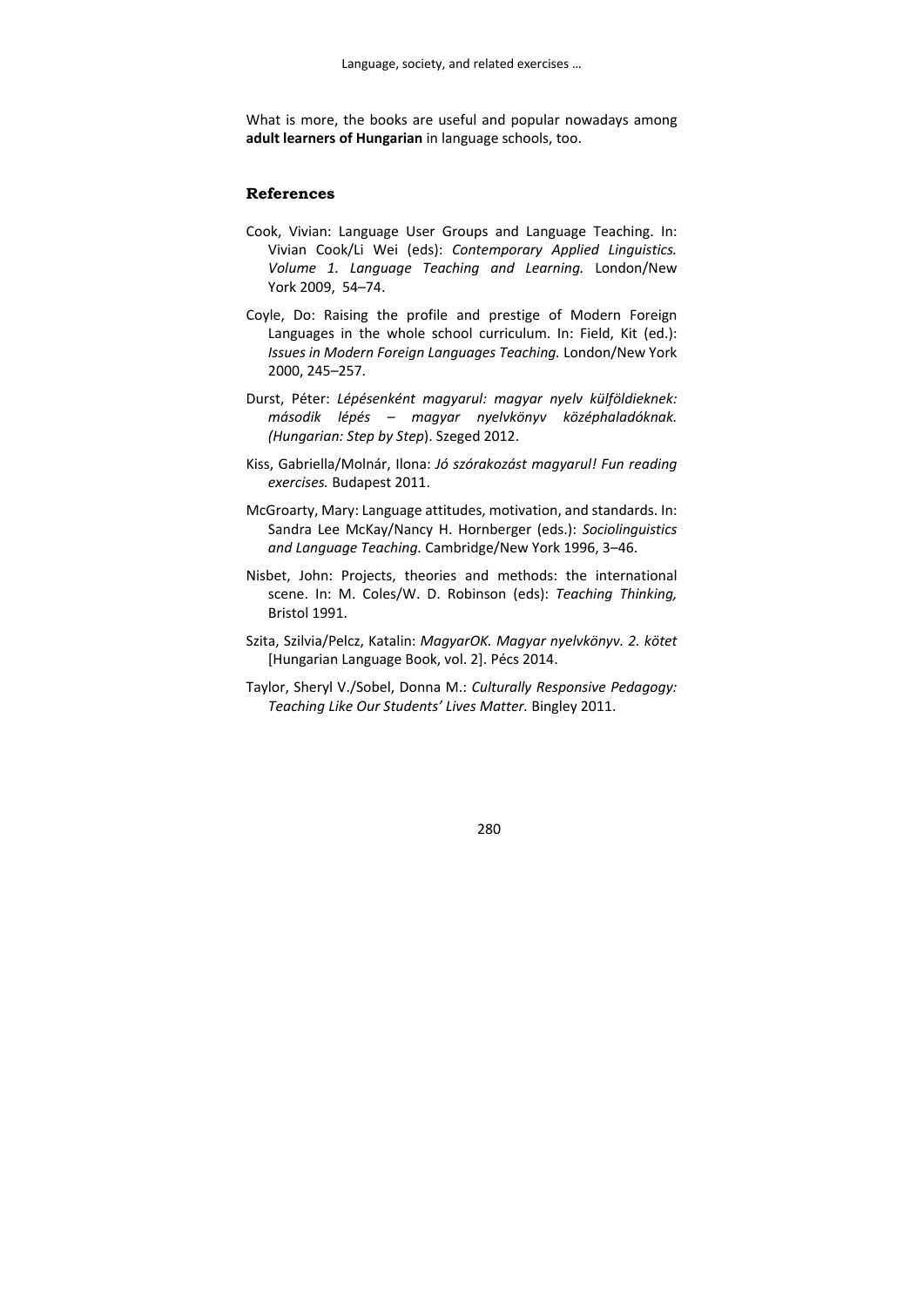What is more, the books are useful and popular nowadays among **adult learners of Hungarian** in language schools, too.

## References

Cook, Vivian: Language User Groups and Language Teaching. In: Vivian Cook/Li Wei (eds): *Contemporary Applied Linguistics. Volume 1. Language Teaching and Learning.* London/New York 2009, 54–74.

Coyle, Do: Raising the profile and prestige of Modern Foreign Languages in the whole school curriculum. In: Field, Kit (ed.): *Issues in Modern Foreign Languages Teaching.* London/New York 2000, 245–257.

Durst, Péter: *Lépésenként magyarul: magyar nyelv külföldieknek: második lépés – magyar nyelvkönyv középhaladóknak. (Hungarian: Step by Step*). Szeged 2012.

Kiss, Gabriella/Molnár, Ilona: *Jó szórakozást magyarul! Fun reading exercises.* Budapest 2011.

McGroarty, Mary: Language attitudes, motivation, and standards. In: Sandra Lee McKay/Nancy H. Hornberger (eds.): *Sociolinguistics and Language Teaching.* Cambridge/New York 1996, 3–46.

Nisbet, John: Projects, theories and methods: the international scene. In: M. Coles/W. D. Robinson (eds): *Teaching Thinking,* Bristol 1991.

Szita, Szilvia/Pelcz, Katalin: *MagyarOK. Magyar nyelvkönyv. 2. kötet* [Hungarian Language Book, vol. 2]. Pécs 2014.

Taylor, Sheryl V./Sobel, Donna M.: *Culturally Responsive Pedagogy: Teaching Like Our Students' Lives Matter.* Bingley 2011.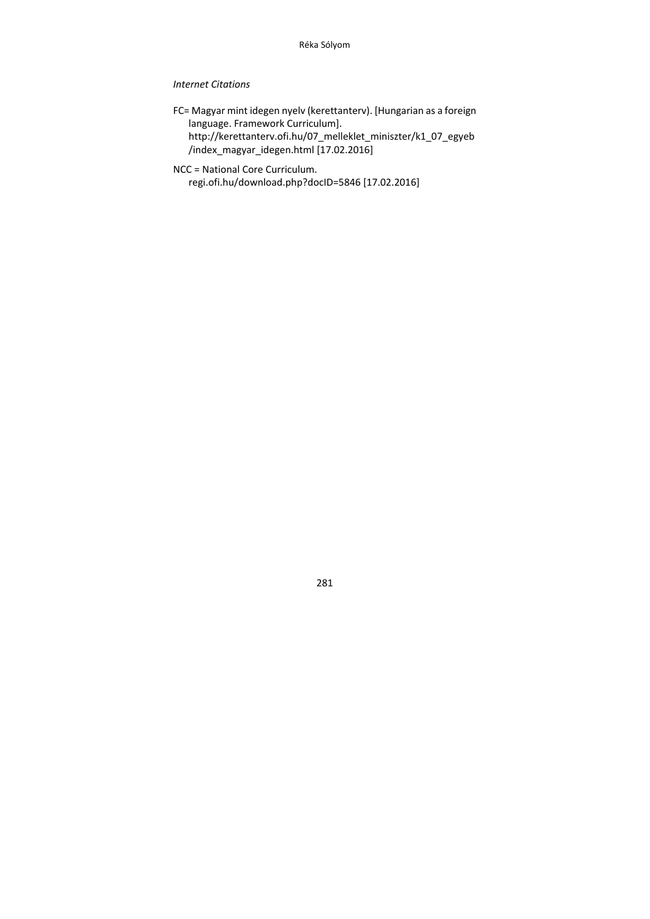*Internet Citations*

FC= Magyar mint idegen nyelv (kerettanterv). [Hungarian as a foreign language. Framework Curriculum]. http://kerettanterv.ofi.hu/07_melleklet_miniszter/k1_07_egyeb/index_magyar_idegen.html [17.02.2016]

NCC = National Core Curriculum. regi.ofi.hu/download.php?docID=5846 [17.02.2016]